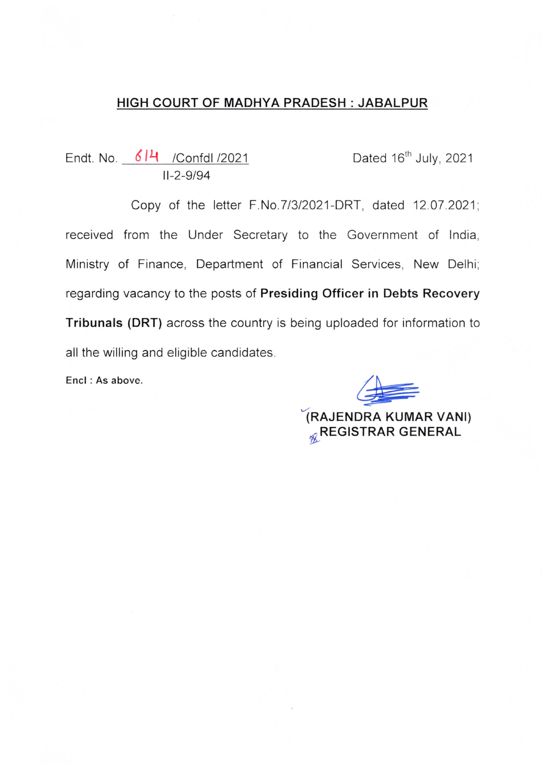## HIGH COURT OF MADHYA PRADESH : JABALPUR

Endt. No. 614 /Confdl /2021 Dated 16th July, 2021
II-2-9/94

Copy of the letter F.No.7/3/2021-DRT, dated 12.07.2021; received from the Under Secretary to the Government of India, Ministry of Finance, Department of Financial Services, New Delhi; regarding vacancy to the posts of **Presiding Officer in Debts Recovery Tribunals (DRT)** across the country is being uploaded for information to all the willing and eligible candidates.

**Encl : As above.**

**(RAJENDRA KUMAR VANI)**
**REGISTRAR GENERAL**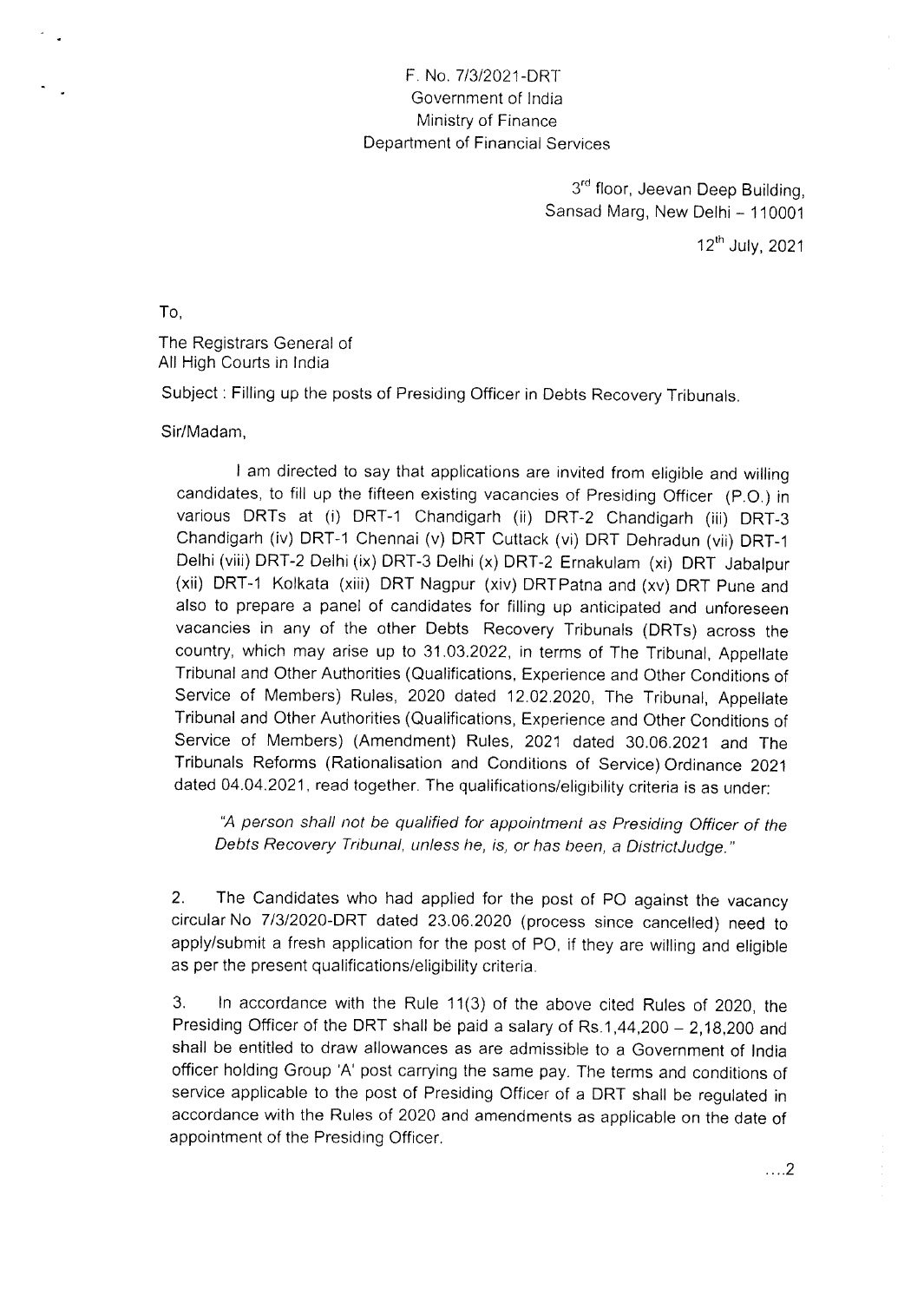F. No. 7/3/2021-DRT
Government of India
Ministry of Finance
Department of Financial Services

3rd floor, Jeevan Deep Building,
Sansad Marg, New Delhi – 110001

12th July, 2021

To,

The Registrars General of
All High Courts in India

Subject : Filling up the posts of Presiding Officer in Debts Recovery Tribunals.

Sir/Madam,

I am directed to say that applications are invited from eligible and willing candidates, to fill up the fifteen existing vacancies of Presiding Officer (P.O.) in various DRTs at (i) DRT-1 Chandigarh (ii) DRT-2 Chandigarh (iii) DRT-3 Chandigarh (iv) DRT-1 Chennai (v) DRT Cuttack (vi) DRT Dehradun (vii) DRT-1 Delhi (viii) DRT-2 Delhi (ix) DRT-3 Delhi (x) DRT-2 Ernakulam (xi) DRT Jabalpur (xii) DRT-1 Kolkata (xiii) DRT Nagpur (xiv) DRT Patna and (xv) DRT Pune and also to prepare a panel of candidates for filling up anticipated and unforeseen vacancies in any of the other Debts Recovery Tribunals (DRTs) across the country, which may arise up to 31.03.2022, in terms of The Tribunal, Appellate Tribunal and Other Authorities (Qualifications, Experience and Other Conditions of Service of Members) Rules, 2020 dated 12.02.2020, The Tribunal, Appellate Tribunal and Other Authorities (Qualifications, Experience and Other Conditions of Service of Members) (Amendment) Rules, 2021 dated 30.06.2021 and The Tribunals Reforms (Rationalisation and Conditions of Service) Ordinance 2021 dated 04.04.2021, read together. The qualifications/eligibility criteria is as under:

> *"A person shall not be qualified for appointment as Presiding Officer of the Debts Recovery Tribunal, unless he, is, or has been, a DistrictJudge."*

2. The Candidates who had applied for the post of PO against the vacancy circular No 7/3/2020-DRT dated 23.06.2020 (process since cancelled) need to apply/submit a fresh application for the post of PO, if they are willing and eligible as per the present qualifications/eligibility criteria.

3. In accordance with the Rule 11(3) of the above cited Rules of 2020, the Presiding Officer of the DRT shall be paid a salary of Rs.1,44,200 – 2,18,200 and shall be entitled to draw allowances as are admissible to a Government of India officer holding Group 'A' post carrying the same pay. The terms and conditions of service applicable to the post of Presiding Officer of a DRT shall be regulated in accordance with the Rules of 2020 and amendments as applicable on the date of appointment of the Presiding Officer.

....2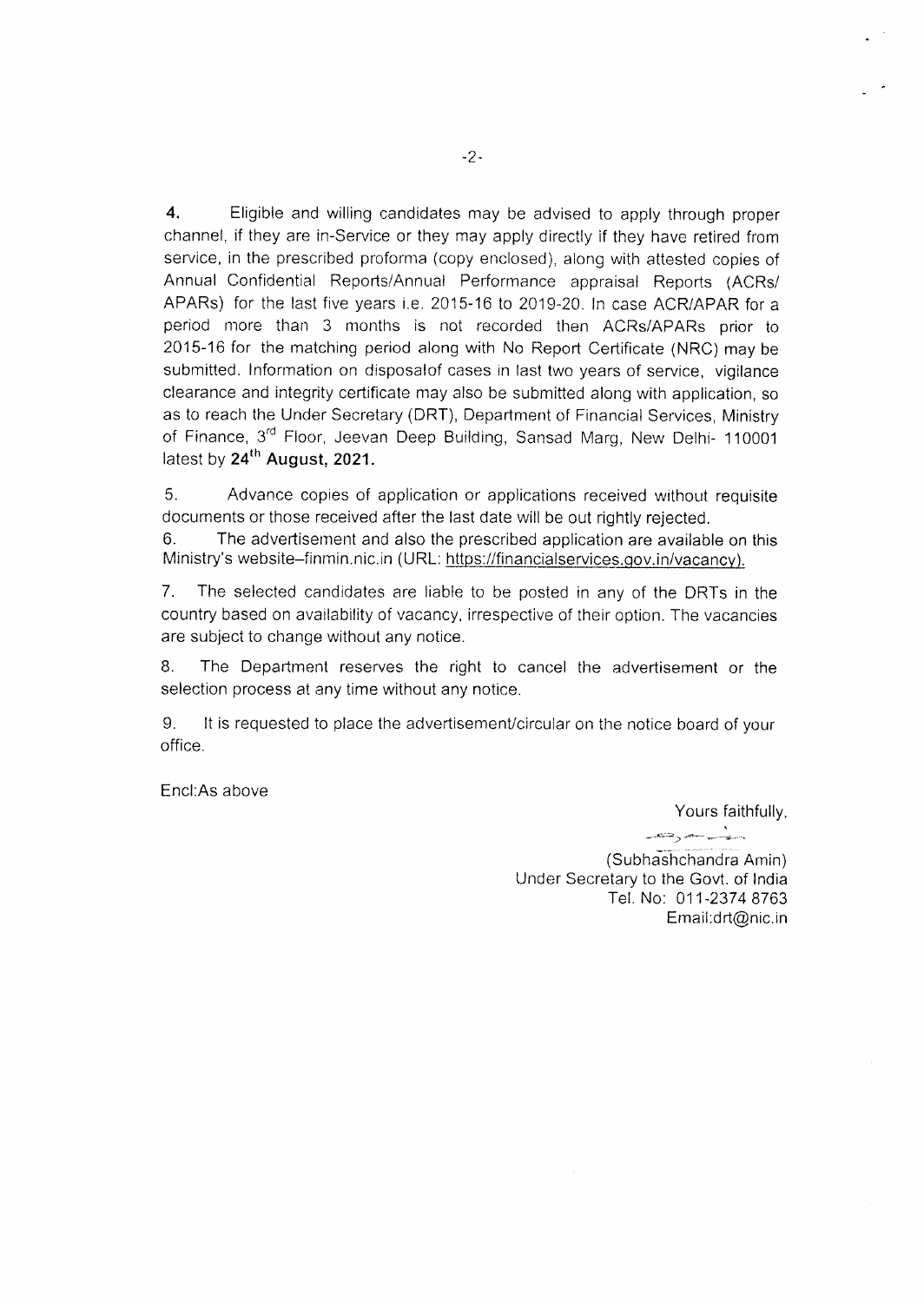**4.** Eligible and willing candidates may be advised to apply through proper channel, if they are in-Service or they may apply directly if they have retired from service, in the prescribed proforma (copy enclosed), along with attested copies of Annual Confidential Reports/Annual Performance appraisal Reports (ACRs/ APARs) for the last five years i.e. 2015-16 to 2019-20. In case ACR/APAR for a period more than 3 months is not recorded then ACRs/APARs prior to 2015-16 for the matching period along with No Report Certificate (NRC) may be submitted. Information on disposalof cases in last two years of service, vigilance clearance and integrity certificate may also be submitted along with application, so as to reach the Under Secretary (DRT), Department of Financial Services, Ministry of Finance, 3rd Floor, Jeevan Deep Building, Sansad Marg, New Delhi- 110001 latest by **24th August, 2021.**

5. Advance copies of application or applications received without requisite documents or those received after the last date will be out rightly rejected.

6. The advertisement and also the prescribed application are available on this Ministry's website–finmin.nic.in (URL: https://financialservices.gov.in/vacancy).

7. The selected candidates are liable to be posted in any of the DRTs in the country based on availability of vacancy, irrespective of their option. The vacancies are subject to change without any notice.

8. The Department reserves the right to cancel the advertisement or the selection process at any time without any notice.

9. It is requested to place the advertisement/circular on the notice board of your office.

Encl:As above

Yours faithfully,

(Subhashchandra Amin)
Under Secretary to the Govt. of India
Tel. No: 011-2374 8763
Email:drt@nic.in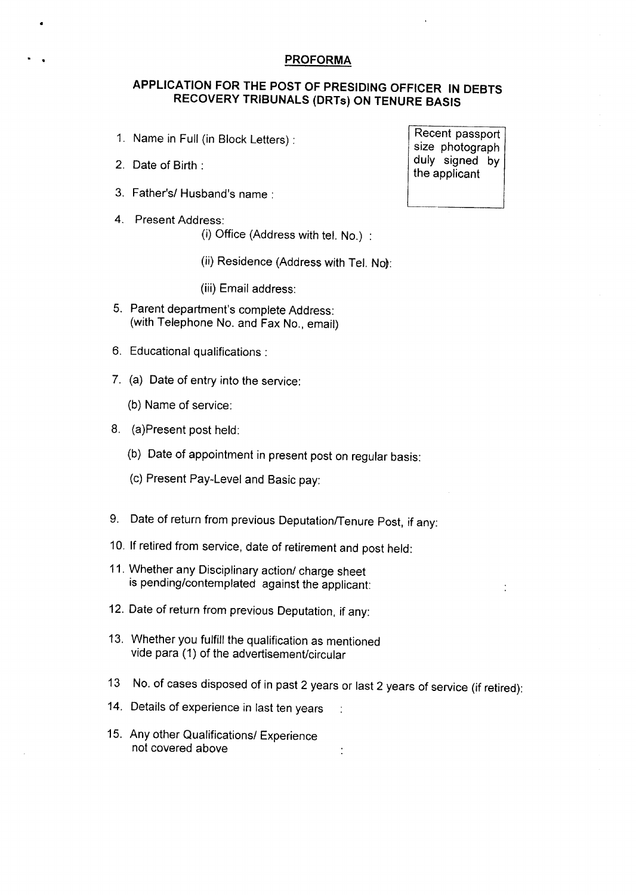**PROFORMA**

**APPLICATION FOR THE POST OF PRESIDING OFFICER IN DEBTS RECOVERY TRIBUNALS (DRTs) ON TENURE BASIS**

| Recent passport size photograph duly signed by the applicant |
|---|

1. Name in Full (in Block Letters) :
2. Date of Birth :
3. Father's/ Husband's name :
4. Present Address:
   - (i) Office (Address with tel. No.) :
   - (ii) Residence (Address with Tel. No):
   - (iii) Email address:
5. Parent department's complete Address: (with Telephone No. and Fax No., email)
6. Educational qualifications :
7. (a) Date of entry into the service:
   (b) Name of service:
8. (a) Present post held:
   (b) Date of appointment in present post on regular basis:
   (c) Present Pay-Level and Basic pay:
9. Date of return from previous Deputation/Tenure Post, if any:
10. If retired from service, date of retirement and post held:
11. Whether any Disciplinary action/ charge sheet is pending/contemplated against the applicant: :
12. Date of return from previous Deputation, if any:
13. Whether you fulfill the qualification as mentioned vide para (1) of the advertisement/circular

13 No. of cases disposed of in past 2 years or last 2 years of service (if retired):

14. Details of experience in last ten years :
15. Any other Qualifications/ Experience not covered above :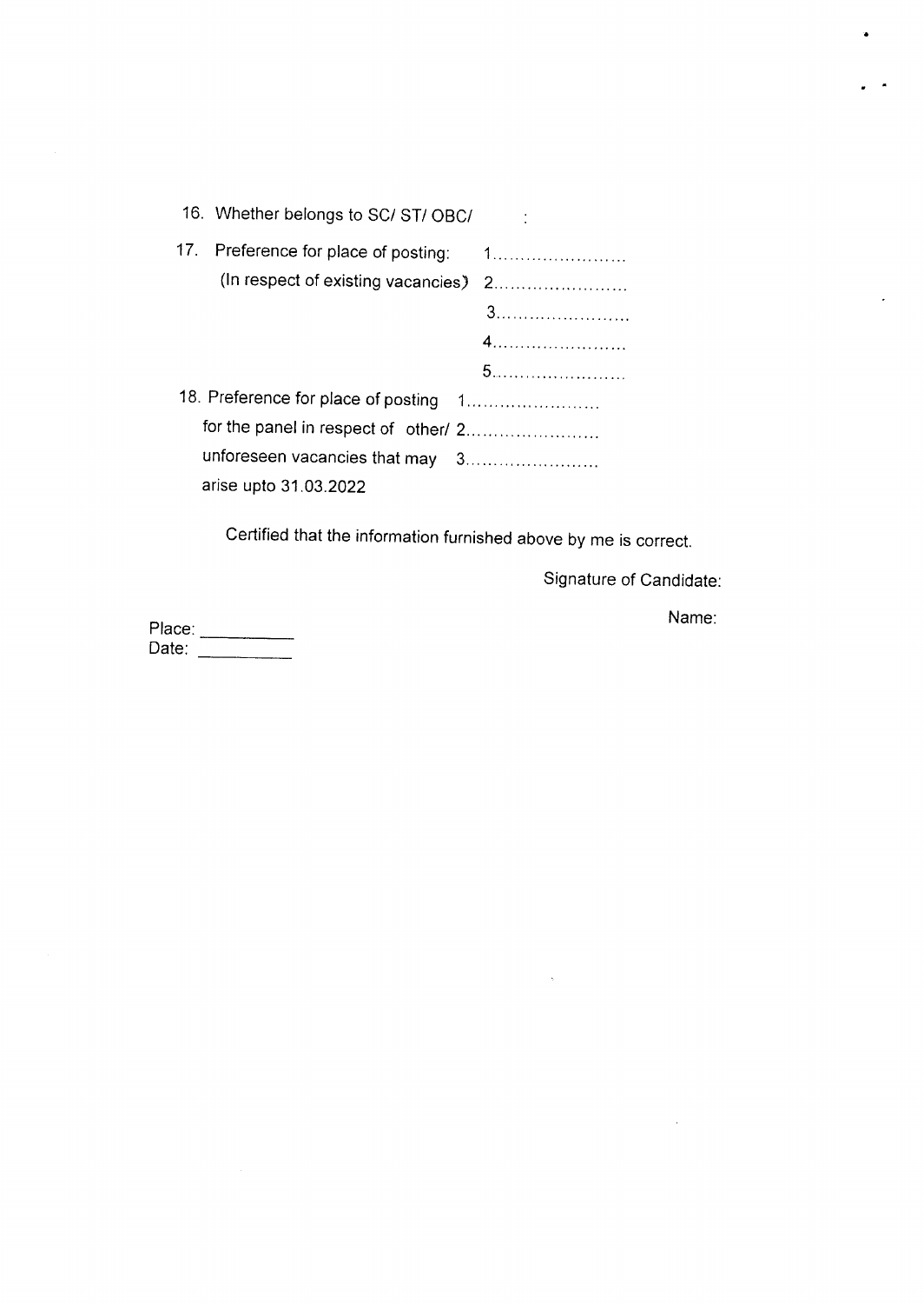16. Whether belongs to SC/ ST/ OBC/ :

17. Preference for place of posting: 1......................
    (In respect of existing vacancies) 2......................
    3......................
    4......................
    5......................

18. Preference for place of posting 1......................
    for the panel in respect of other/ 2......................
    unforeseen vacancies that may 3......................
    arise upto 31.03.2022

Certified that the information furnished above by me is correct.

Signature of Candidate:

Name:

Place: __________
Date: __________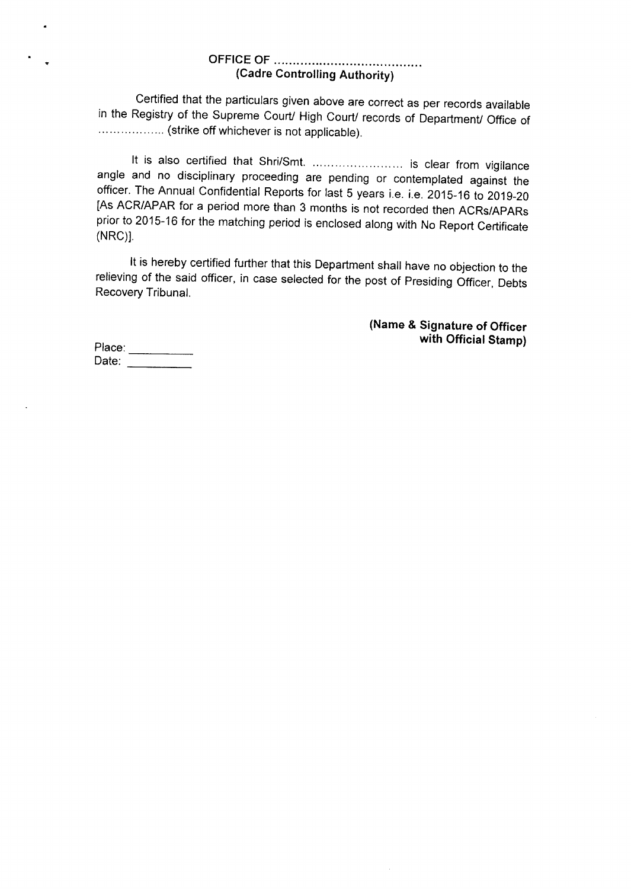**OFFICE OF .......................................**
**(Cadre Controlling Authority)**

Certified that the particulars given above are correct as per records available in the Registry of the Supreme Court/ High Court/ records of Department/ Office of .................. (strike off whichever is not applicable).

It is also certified that Shri/Smt. ........................ is clear from vigilance angle and no disciplinary proceeding are pending or contemplated against the officer. The Annual Confidential Reports for last 5 years i.e. i.e. 2015-16 to 2019-20 [As ACR/APAR for a period more than 3 months is not recorded then ACRs/APARs prior to 2015-16 for the matching period is enclosed along with No Report Certificate (NRC)].

It is hereby certified further that this Department shall have no objection to the relieving of the said officer, in case selected for the post of Presiding Officer, Debts Recovery Tribunal.

**(Name & Signature of Officer with Official Stamp)**

Place: __________
Date: __________